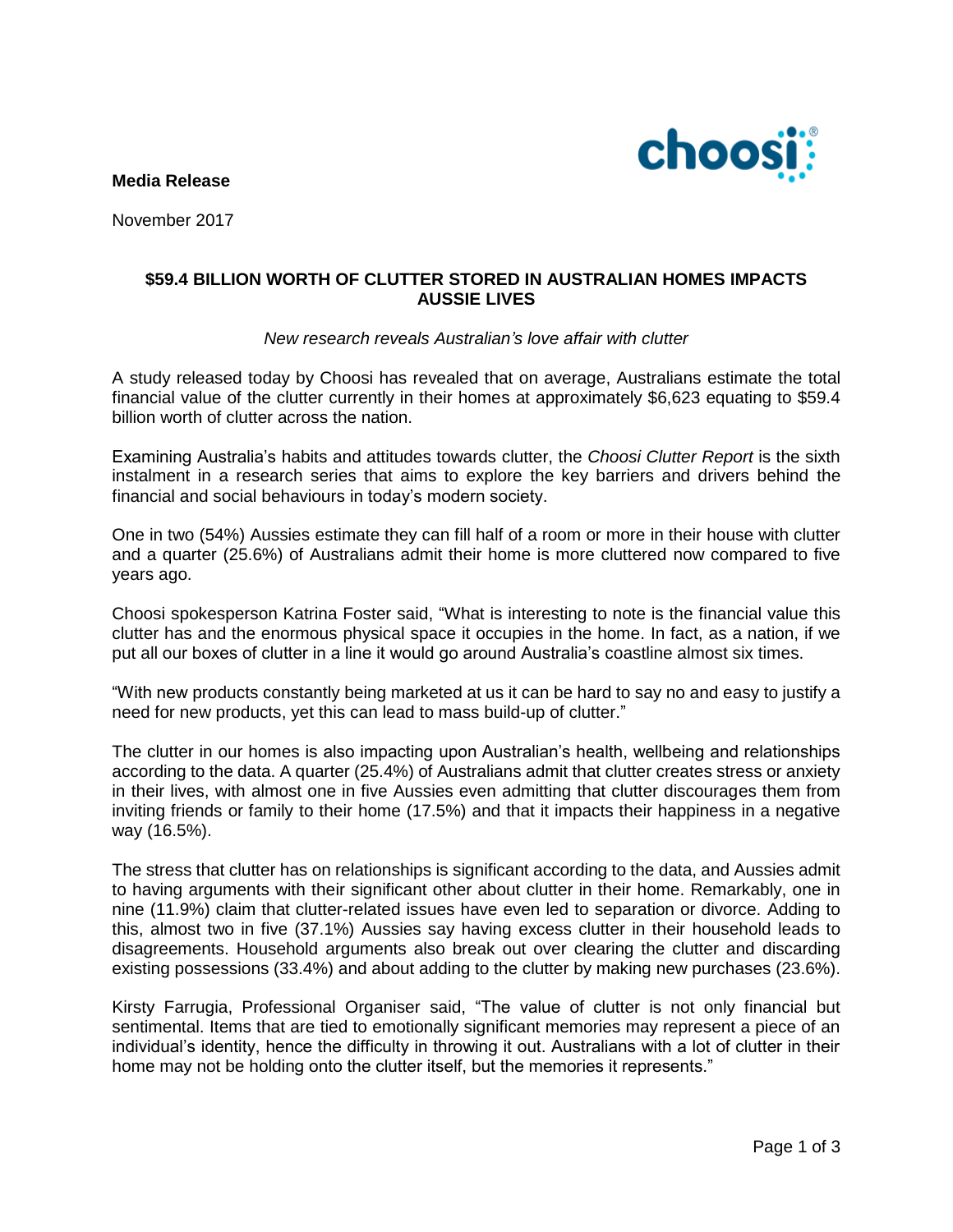**Media Release**

November 2017

# $59.4 BILLION WORTH OF CLUTTER STORED IN AUSTRALIAN HOMES IMPACTS AUSSIE LIVES

*New research reveals Australian's love affair with clutter*

A study released today by Choosi has revealed that on average, Australians estimate the total financial value of the clutter currently in their homes at approximately $6,623 equating to $59.4 billion worth of clutter across the nation.

Examining Australia's habits and attitudes towards clutter, the *Choosi Clutter Report* is the sixth instalment in a research series that aims to explore the key barriers and drivers behind the financial and social behaviours in today's modern society.

One in two (54%) Aussies estimate they can fill half of a room or more in their house with clutter and a quarter (25.6%) of Australians admit their home is more cluttered now compared to five years ago.

Choosi spokesperson Katrina Foster said, "What is interesting to note is the financial value this clutter has and the enormous physical space it occupies in the home. In fact, as a nation, if we put all our boxes of clutter in a line it would go around Australia's coastline almost six times.

"With new products constantly being marketed at us it can be hard to say no and easy to justify a need for new products, yet this can lead to mass build-up of clutter."

The clutter in our homes is also impacting upon Australian's health, wellbeing and relationships according to the data. A quarter (25.4%) of Australians admit that clutter creates stress or anxiety in their lives, with almost one in five Aussies even admitting that clutter discourages them from inviting friends or family to their home (17.5%) and that it impacts their happiness in a negative way (16.5%).

The stress that clutter has on relationships is significant according to the data, and Aussies admit to having arguments with their significant other about clutter in their home. Remarkably, one in nine (11.9%) claim that clutter-related issues have even led to separation or divorce. Adding to this, almost two in five (37.1%) Aussies say having excess clutter in their household leads to disagreements. Household arguments also break out over clearing the clutter and discarding existing possessions (33.4%) and about adding to the clutter by making new purchases (23.6%).

Kirsty Farrugia, Professional Organiser said, "The value of clutter is not only financial but sentimental. Items that are tied to emotionally significant memories may represent a piece of an individual's identity, hence the difficulty in throwing it out. Australians with a lot of clutter in their home may not be holding onto the clutter itself, but the memories it represents."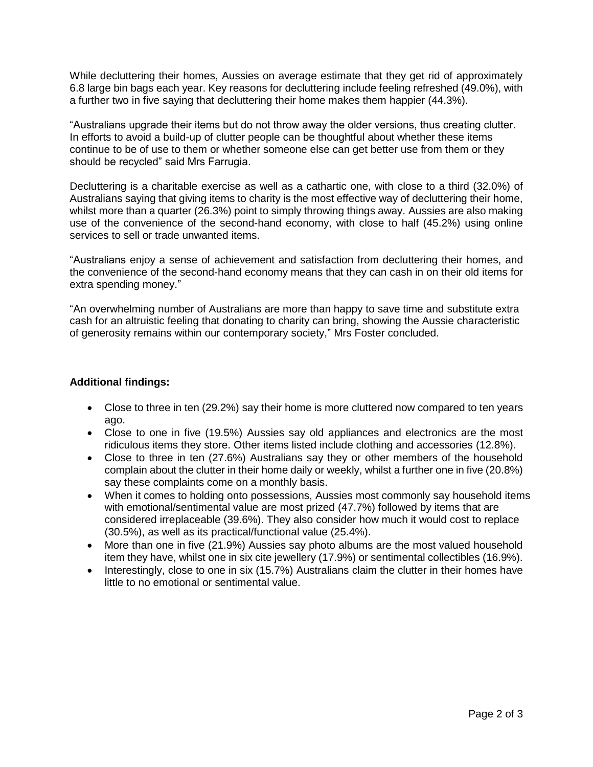While decluttering their homes, Aussies on average estimate that they get rid of approximately 6.8 large bin bags each year. Key reasons for decluttering include feeling refreshed (49.0%), with a further two in five saying that decluttering their home makes them happier (44.3%).

"Australians upgrade their items but do not throw away the older versions, thus creating clutter. In efforts to avoid a build-up of clutter people can be thoughtful about whether these items continue to be of use to them or whether someone else can get better use from them or they should be recycled" said Mrs Farrugia.

Decluttering is a charitable exercise as well as a cathartic one, with close to a third (32.0%) of Australians saying that giving items to charity is the most effective way of decluttering their home, whilst more than a quarter (26.3%) point to simply throwing things away. Aussies are also making use of the convenience of the second-hand economy, with close to half (45.2%) using online services to sell or trade unwanted items.

"Australians enjoy a sense of achievement and satisfaction from decluttering their homes, and the convenience of the second-hand economy means that they can cash in on their old items for extra spending money."

"An overwhelming number of Australians are more than happy to save time and substitute extra cash for an altruistic feeling that donating to charity can bring, showing the Aussie characteristic of generosity remains within our contemporary society," Mrs Foster concluded.

**Additional findings:**

- Close to three in ten (29.2%) say their home is more cluttered now compared to ten years ago.
- Close to one in five (19.5%) Aussies say old appliances and electronics are the most ridiculous items they store. Other items listed include clothing and accessories (12.8%).
- Close to three in ten (27.6%) Australians say they or other members of the household complain about the clutter in their home daily or weekly, whilst a further one in five (20.8%) say these complaints come on a monthly basis.
- When it comes to holding onto possessions, Aussies most commonly say household items with emotional/sentimental value are most prized (47.7%) followed by items that are considered irreplaceable (39.6%). They also consider how much it would cost to replace (30.5%), as well as its practical/functional value (25.4%).
- More than one in five (21.9%) Aussies say photo albums are the most valued household item they have, whilst one in six cite jewellery (17.9%) or sentimental collectibles (16.9%).
- Interestingly, close to one in six (15.7%) Australians claim the clutter in their homes have little to no emotional or sentimental value.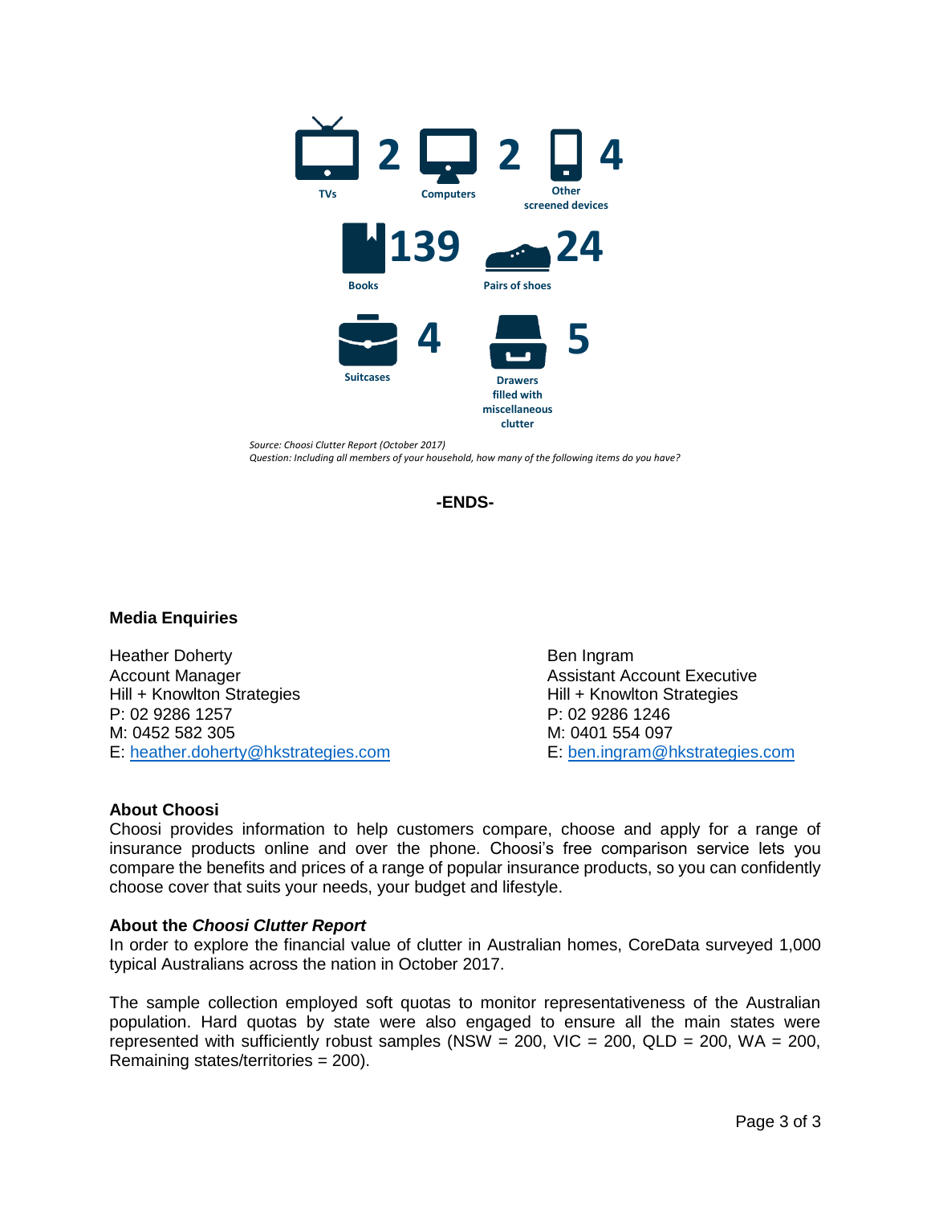2 TVs

2 Computers

4 Other screened devices

139 Books

24 Pairs of shoes

4 Suitcases

5 Drawers filled with miscellaneous clutter

*Source: Choosi Clutter Report (October 2017)*
*Question: Including all members of your household, how many of the following items do you have?*

**-ENDS-**

**Media Enquiries**

Heather Doherty
Account Manager
Hill + Knowlton Strategies
P: 02 9286 1257
M: 0452 582 305
E: heather.doherty@hkstrategies.com

Ben Ingram
Assistant Account Executive
Hill + Knowlton Strategies
P: 02 9286 1246
M: 0401 554 097
E: ben.ingram@hkstrategies.com

**About Choosi**

Choosi provides information to help customers compare, choose and apply for a range of insurance products online and over the phone. Choosi's free comparison service lets you compare the benefits and prices of a range of popular insurance products, so you can confidently choose cover that suits your needs, your budget and lifestyle.

**About the *Choosi Clutter Report***

In order to explore the financial value of clutter in Australian homes, CoreData surveyed 1,000 typical Australians across the nation in October 2017.

The sample collection employed soft quotas to monitor representativeness of the Australian population. Hard quotas by state were also engaged to ensure all the main states were represented with sufficiently robust samples (NSW = 200, VIC = 200, QLD = 200, WA = 200, Remaining states/territories = 200).